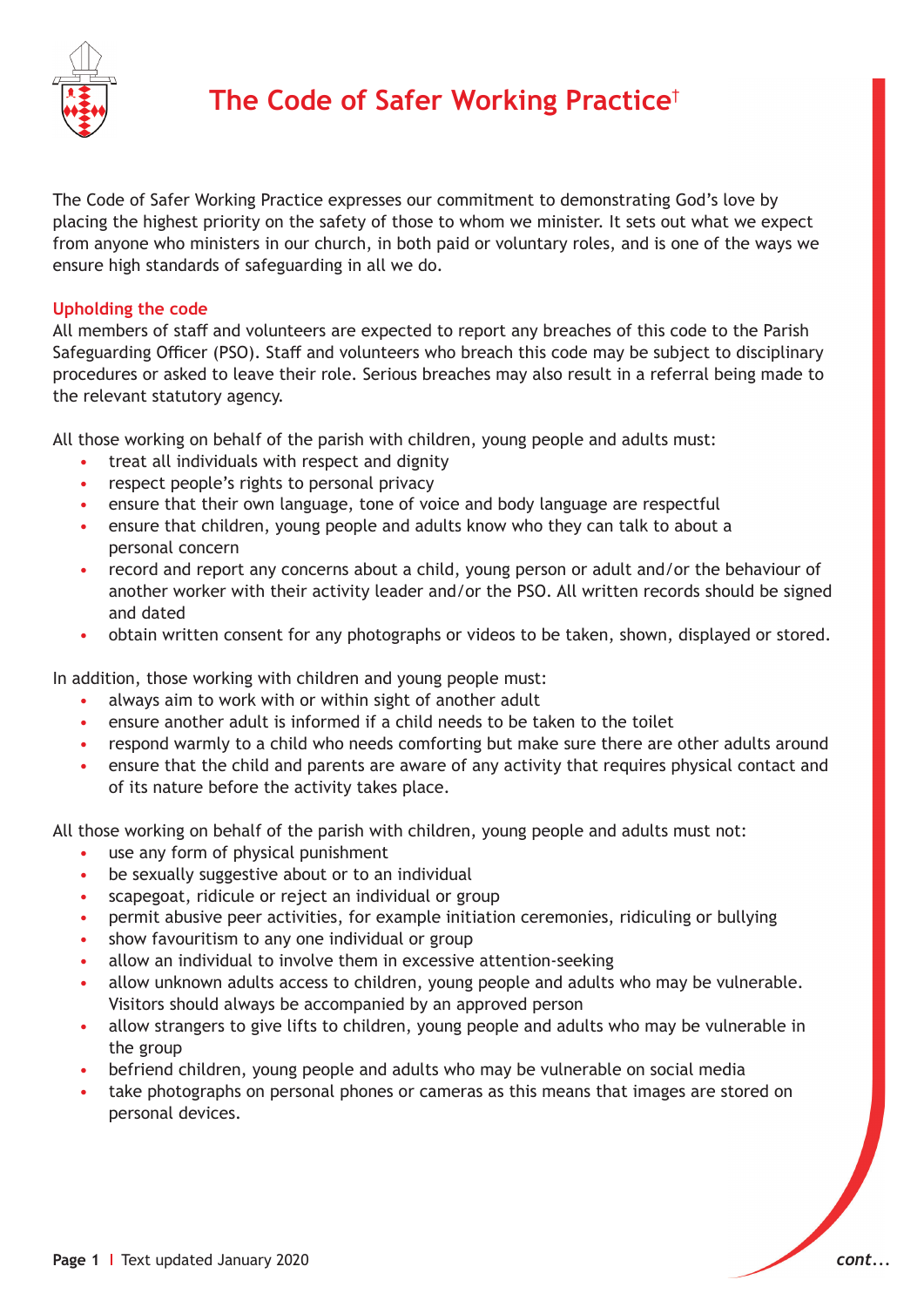# The Code of Safer Working Practice†

The Code of Safer Working Practice expresses our commitment to demonstrating God's love by placing the highest priority on the safety of those to whom we minister. It sets out what we expect from anyone who ministers in our church, in both paid or voluntary roles, and is one of the ways we ensure high standards of safeguarding in all we do.

## Upholding the code

All members of staff and volunteers are expected to report any breaches of this code to the Parish Safeguarding Officer (PSO). Staff and volunteers who breach this code may be subject to disciplinary procedures or asked to leave their role. Serious breaches may also result in a referral being made to the relevant statutory agency.

All those working on behalf of the parish with children, young people and adults must:

- treat all individuals with respect and dignity
- respect people's rights to personal privacy
- ensure that their own language, tone of voice and body language are respectful
- ensure that children, young people and adults know who they can talk to about a personal concern
- record and report any concerns about a child, young person or adult and/or the behaviour of another worker with their activity leader and/or the PSO. All written records should be signed and dated
- obtain written consent for any photographs or videos to be taken, shown, displayed or stored.

In addition, those working with children and young people must:

- always aim to work with or within sight of another adult
- ensure another adult is informed if a child needs to be taken to the toilet
- respond warmly to a child who needs comforting but make sure there are other adults around
- ensure that the child and parents are aware of any activity that requires physical contact and of its nature before the activity takes place.

All those working on behalf of the parish with children, young people and adults must not:

- use any form of physical punishment
- be sexually suggestive about or to an individual
- scapegoat, ridicule or reject an individual or group
- permit abusive peer activities, for example initiation ceremonies, ridiculing or bullying
- show favouritism to any one individual or group
- allow an individual to involve them in excessive attention-seeking
- allow unknown adults access to children, young people and adults who may be vulnerable. Visitors should always be accompanied by an approved person
- allow strangers to give lifts to children, young people and adults who may be vulnerable in the group
- befriend children, young people and adults who may be vulnerable on social media
- take photographs on personal phones or cameras as this means that images are stored on personal devices.

Text updated January 2020

*cont...*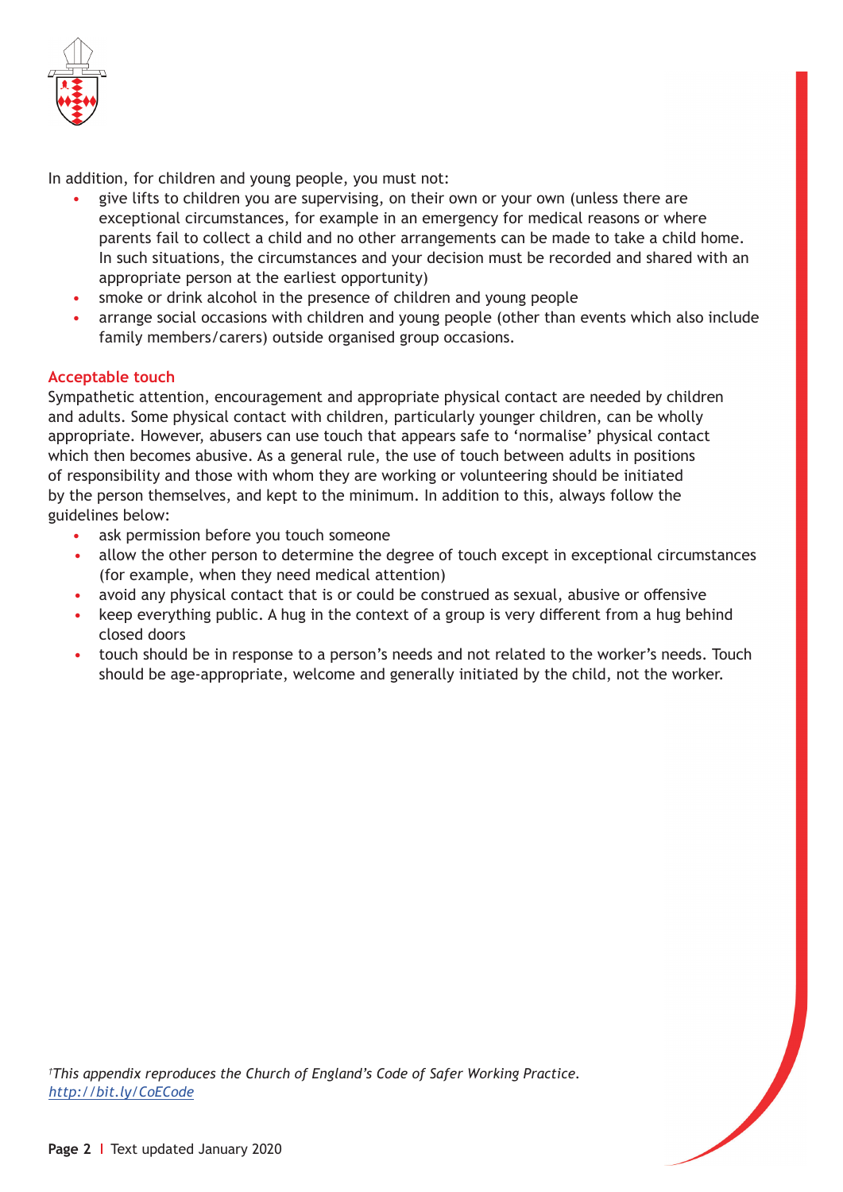In addition, for children and young people, you must not:

- give lifts to children you are supervising, on their own or your own (unless there are exceptional circumstances, for example in an emergency for medical reasons or where parents fail to collect a child and no other arrangements can be made to take a child home. In such situations, the circumstances and your decision must be recorded and shared with an appropriate person at the earliest opportunity)
- smoke or drink alcohol in the presence of children and young people
- arrange social occasions with children and young people (other than events which also include family members/carers) outside organised group occasions.

## Acceptable touch

Sympathetic attention, encouragement and appropriate physical contact are needed by children and adults. Some physical contact with children, particularly younger children, can be wholly appropriate. However, abusers can use touch that appears safe to 'normalise' physical contact which then becomes abusive. As a general rule, the use of touch between adults in positions of responsibility and those with whom they are working or volunteering should be initiated by the person themselves, and kept to the minimum. In addition to this, always follow the guidelines below:

- ask permission before you touch someone
- allow the other person to determine the degree of touch except in exceptional circumstances (for example, when they need medical attention)
- avoid any physical contact that is or could be construed as sexual, abusive or offensive
- keep everything public. A hug in the context of a group is very different from a hug behind closed doors
- touch should be in response to a person's needs and not related to the worker's needs. Touch should be age-appropriate, welcome and generally initiated by the child, not the worker.

[†] *This appendix reproduces the Church of England's Code of Safer Working Practice.*
*http://bit.ly/CoECode*

Text updated January 2020